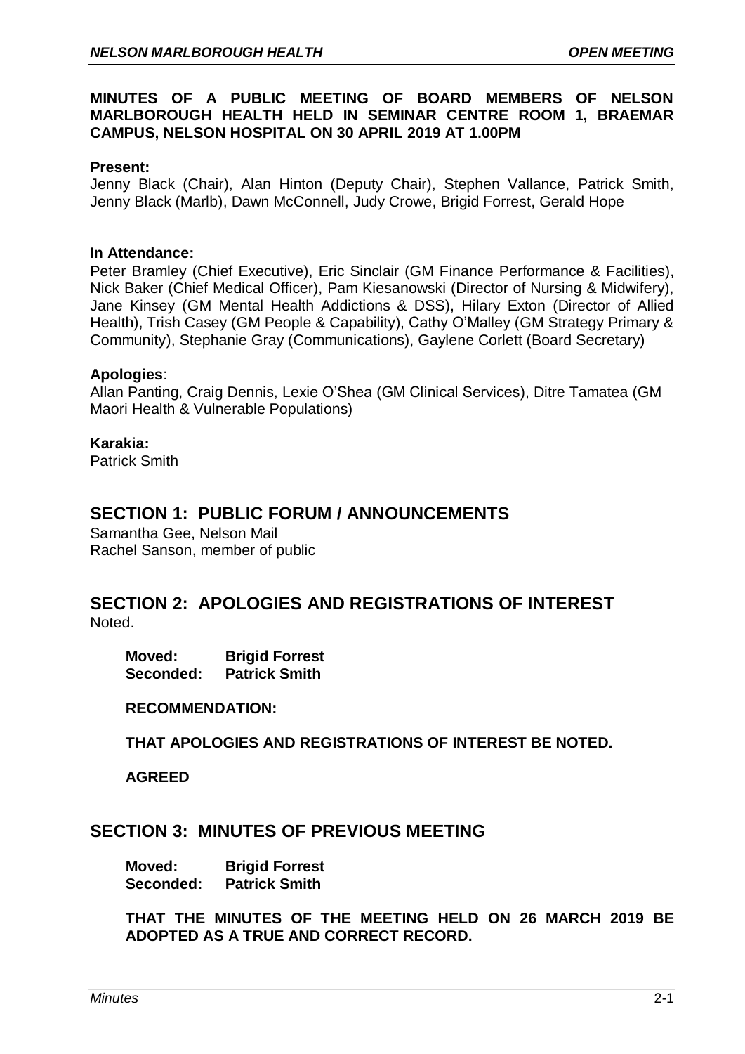**MINUTES OF A PUBLIC MEETING OF BOARD MEMBERS OF NELSON MARLBOROUGH HEALTH HELD IN SEMINAR CENTRE ROOM 1, BRAEMAR CAMPUS, NELSON HOSPITAL ON 30 APRIL 2019 AT 1.00PM**

**Present:**
Jenny Black (Chair), Alan Hinton (Deputy Chair), Stephen Vallance, Patrick Smith, Jenny Black (Marlb), Dawn McConnell, Judy Crowe, Brigid Forrest, Gerald Hope

**In Attendance:**
Peter Bramley (Chief Executive), Eric Sinclair (GM Finance Performance & Facilities), Nick Baker (Chief Medical Officer), Pam Kiesanowski (Director of Nursing & Midwifery), Jane Kinsey (GM Mental Health Addictions & DSS), Hilary Exton (Director of Allied Health), Trish Casey (GM People & Capability), Cathy O'Malley (GM Strategy Primary & Community), Stephanie Gray (Communications), Gaylene Corlett (Board Secretary)

**Apologies**:
Allan Panting, Craig Dennis, Lexie O'Shea (GM Clinical Services), Ditre Tamatea (GM Maori Health & Vulnerable Populations)

**Karakia:**
Patrick Smith

## SECTION 1: PUBLIC FORUM / ANNOUNCEMENTS

Samantha Gee, Nelson Mail
Rachel Sanson, member of public

## SECTION 2: APOLOGIES AND REGISTRATIONS OF INTEREST

Noted.

**Moved: Brigid Forrest**
**Seconded: Patrick Smith**

**RECOMMENDATION:**

**THAT APOLOGIES AND REGISTRATIONS OF INTEREST BE NOTED.**

**AGREED**

## SECTION 3: MINUTES OF PREVIOUS MEETING

**Moved: Brigid Forrest**
**Seconded: Patrick Smith**

**THAT THE MINUTES OF THE MEETING HELD ON 26 MARCH 2019 BE ADOPTED AS A TRUE AND CORRECT RECORD.**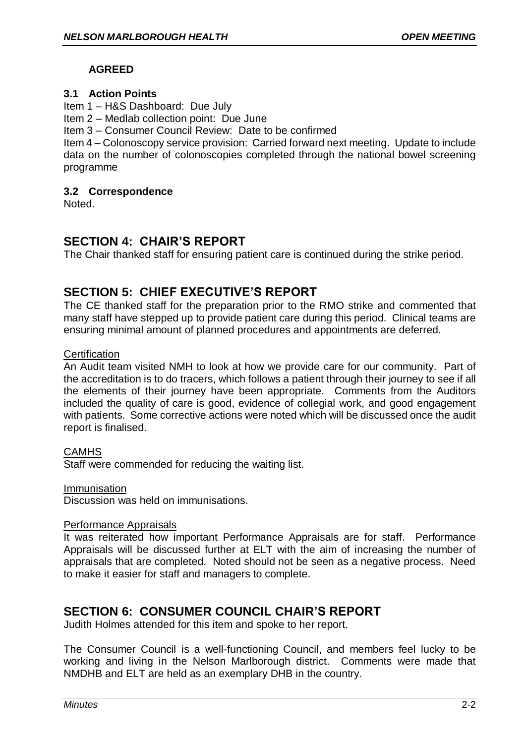**AGREED**

### 3.1 Action Points

Item 1 – H&S Dashboard: Due July

Item 2 – Medlab collection point: Due June

Item 3 – Consumer Council Review: Date to be confirmed

Item 4 – Colonoscopy service provision: Carried forward next meeting. Update to include data on the number of colonoscopies completed through the national bowel screening programme

### 3.2 Correspondence

Noted.

## SECTION 4: CHAIR'S REPORT

The Chair thanked staff for ensuring patient care is continued during the strike period.

## SECTION 5: CHIEF EXECUTIVE'S REPORT

The CE thanked staff for the preparation prior to the RMO strike and commented that many staff have stepped up to provide patient care during this period. Clinical teams are ensuring minimal amount of planned procedures and appointments are deferred.

Certification

An Audit team visited NMH to look at how we provide care for our community. Part of the accreditation is to do tracers, which follows a patient through their journey to see if all the elements of their journey have been appropriate. Comments from the Auditors included the quality of care is good, evidence of collegial work, and good engagement with patients. Some corrective actions were noted which will be discussed once the audit report is finalised.

CAMHS

Staff were commended for reducing the waiting list.

Immunisation

Discussion was held on immunisations.

Performance Appraisals

It was reiterated how important Performance Appraisals are for staff. Performance Appraisals will be discussed further at ELT with the aim of increasing the number of appraisals that are completed. Noted should not be seen as a negative process. Need to make it easier for staff and managers to complete.

## SECTION 6: CONSUMER COUNCIL CHAIR'S REPORT

Judith Holmes attended for this item and spoke to her report.

The Consumer Council is a well-functioning Council, and members feel lucky to be working and living in the Nelson Marlborough district. Comments were made that NMDHB and ELT are held as an exemplary DHB in the country.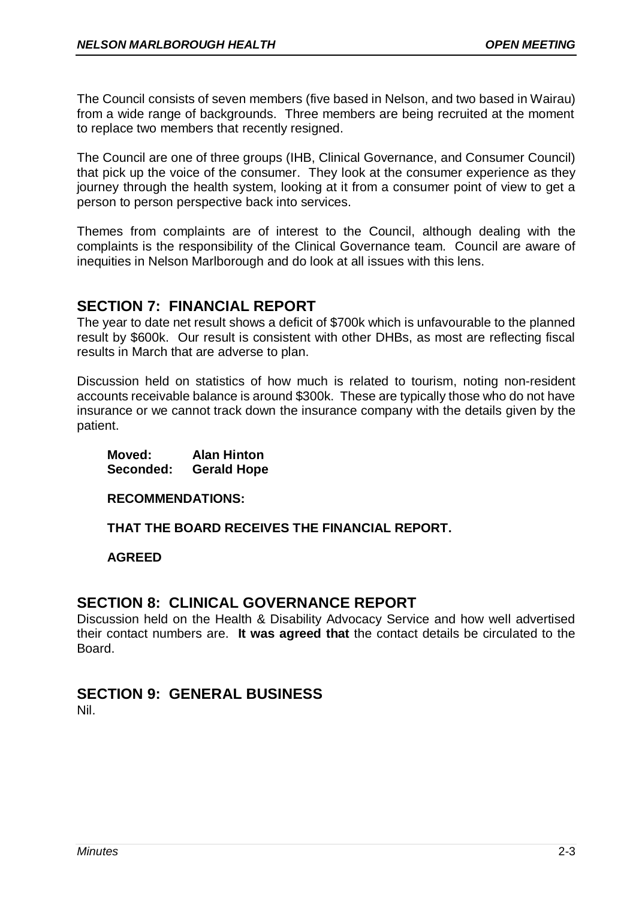The Council consists of seven members (five based in Nelson, and two based in Wairau) from a wide range of backgrounds. Three members are being recruited at the moment to replace two members that recently resigned.

The Council are one of three groups (IHB, Clinical Governance, and Consumer Council) that pick up the voice of the consumer. They look at the consumer experience as they journey through the health system, looking at it from a consumer point of view to get a person to person perspective back into services.

Themes from complaints are of interest to the Council, although dealing with the complaints is the responsibility of the Clinical Governance team. Council are aware of inequities in Nelson Marlborough and do look at all issues with this lens.

## SECTION 7: FINANCIAL REPORT

The year to date net result shows a deficit of $700k which is unfavourable to the planned result by $600k. Our result is consistent with other DHBs, as most are reflecting fiscal results in March that are adverse to plan.

Discussion held on statistics of how much is related to tourism, noting non-resident accounts receivable balance is around $300k. These are typically those who do not have insurance or we cannot track down the insurance company with the details given by the patient.

**Moved: Alan Hinton**
**Seconded: Gerald Hope**

**RECOMMENDATIONS:**

**THAT THE BOARD RECEIVES THE FINANCIAL REPORT.**

**AGREED**

## SECTION 8: CLINICAL GOVERNANCE REPORT

Discussion held on the Health & Disability Advocacy Service and how well advertised their contact numbers are. **It was agreed that** the contact details be circulated to the Board.

## SECTION 9: GENERAL BUSINESS

Nil.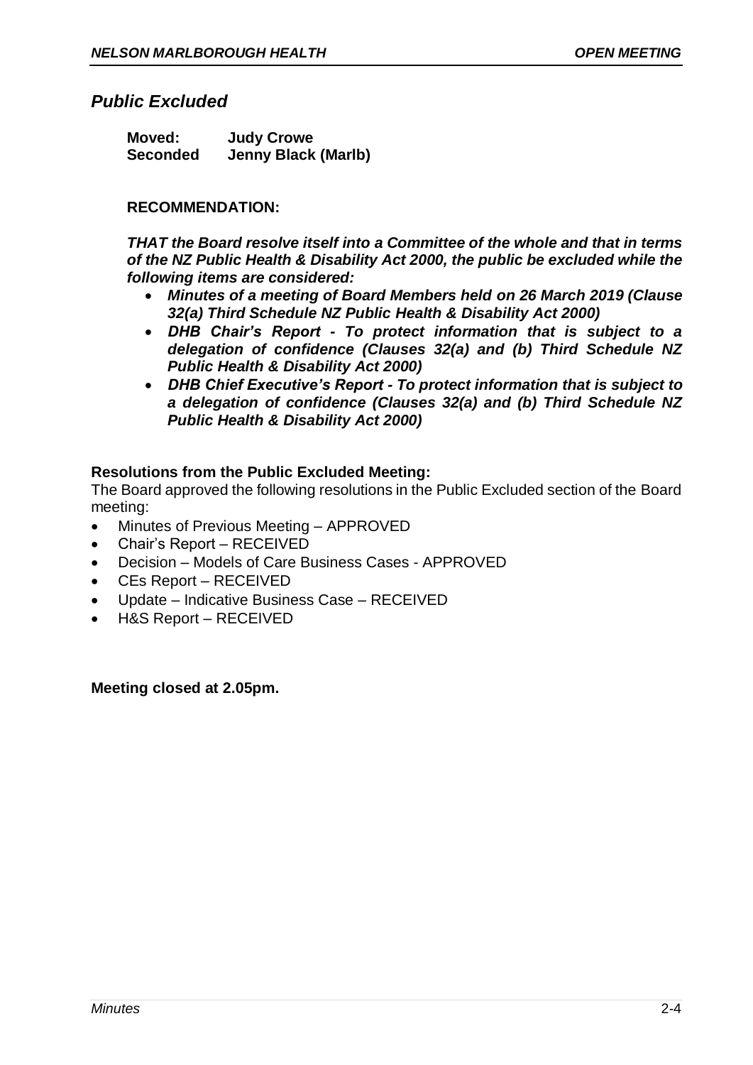## *Public Excluded*

**Moved:** **Judy Crowe**
**Seconded** **Jenny Black (Marlb)**

**RECOMMENDATION:**

***THAT the Board resolve itself into a Committee of the whole and that in terms of the NZ Public Health & Disability Act 2000, the public be excluded while the following items are considered:***

- ***Minutes of a meeting of Board Members held on 26 March 2019 (Clause 32(a) Third Schedule NZ Public Health & Disability Act 2000)***
- ***DHB Chair's Report - To protect information that is subject to a delegation of confidence (Clauses 32(a) and (b) Third Schedule NZ Public Health & Disability Act 2000)***
- ***DHB Chief Executive's Report - To protect information that is subject to a delegation of confidence (Clauses 32(a) and (b) Third Schedule NZ Public Health & Disability Act 2000)***

**Resolutions from the Public Excluded Meeting:**

The Board approved the following resolutions in the Public Excluded section of the Board meeting:

- Minutes of Previous Meeting – APPROVED
- Chair's Report – RECEIVED
- Decision – Models of Care Business Cases - APPROVED
- CEs Report – RECEIVED
- Update – Indicative Business Case – RECEIVED
- H&S Report – RECEIVED

**Meeting closed at 2.05pm.**